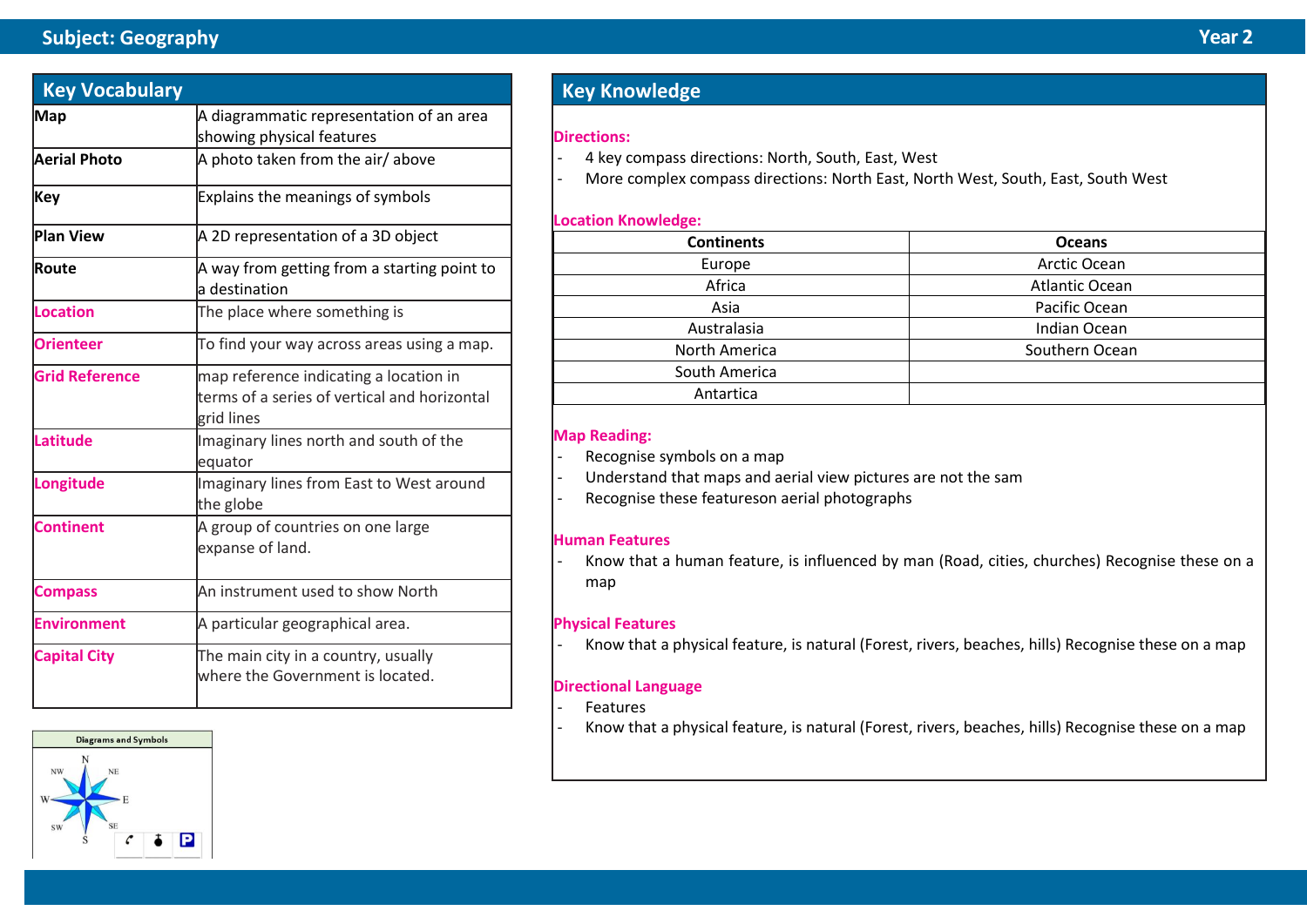# Subject: Geography

Year 2

## Key Vocabulary

| Term | Definition |
|---|---|
| **Map** | A diagrammatic representation of an area showing physical features |
| **Aerial Photo** | A photo taken from the air/ above |
| **Key** | Explains the meanings of symbols |
| **Plan View** | A 2D representation of a 3D object |
| **Route** | A way from getting from a starting point to a destination |
| **Location** | The place where something is |
| **Orienteer** | To find your way across areas using a map. |
| **Grid Reference** | map reference indicating a location in terms of a series of vertical and horizontal grid lines |
| **Latitude** | Imaginary lines north and south of the equator |
| **Longitude** | Imaginary lines from East to West around the globe |
| **Continent** | A group of countries on one large expanse of land. |
| **Compass** | An instrument used to show North |
| **Environment** | A particular geographical area. |
| **Capital City** | The main city in a country, usually where the Government is located. |

Diagrams and Symbols

N, NE, E, SE, S, SW, W, NW

## Key Knowledge

**Directions:**

- 4 key compass directions: North, South, East, West
- More complex compass directions: North East, North West, South, East, South West

**Location Knowledge:**

| Continents | Oceans |
|---|---|
| Europe | Arctic Ocean |
| Africa | Atlantic Ocean |
| Asia | Pacific Ocean |
| Australasia | Indian Ocean |
| North America | Southern Ocean |
| South America | |
| Antartica | |

**Map Reading:**

- Recognise symbols on a map
- Understand that maps and aerial view pictures are not the sam
- Recognise these featureson aerial photographs

**Human Features**

- Know that a human feature, is influenced by man (Road, cities, churches) Recognise these on a map

**Physical Features**

- Know that a physical feature, is natural (Forest, rivers, beaches, hills) Recognise these on a map

**Directional Language**

- Features
- Know that a physical feature, is natural (Forest, rivers, beaches, hills) Recognise these on a map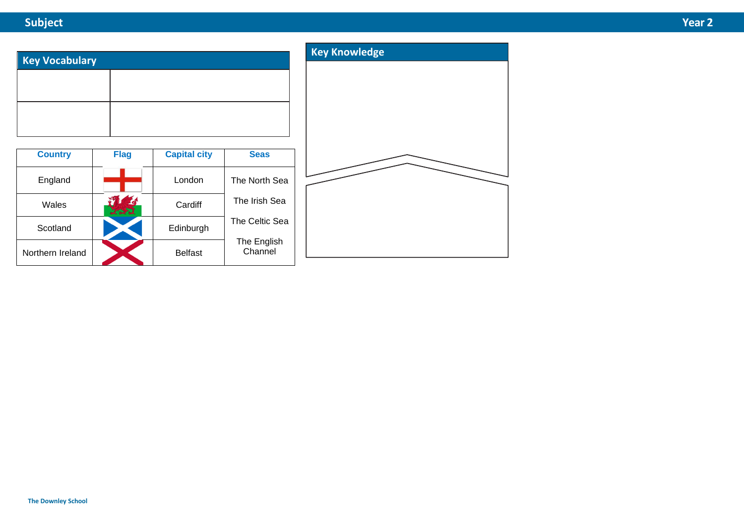## Subject

**Year 2**

### Key Vocabulary

| | |
|---|---|
| | |
| | |

| Country | Flag | Capital city | Seas |
|---|---|---|---|
| England | | London | The North Sea |
| Wales | | Cardiff | The Irish Sea |
| Scotland | | Edinburgh | The Celtic Sea |
| Northern Ireland | | Belfast | The English Channel |

### Key Knowledge

The Downley School